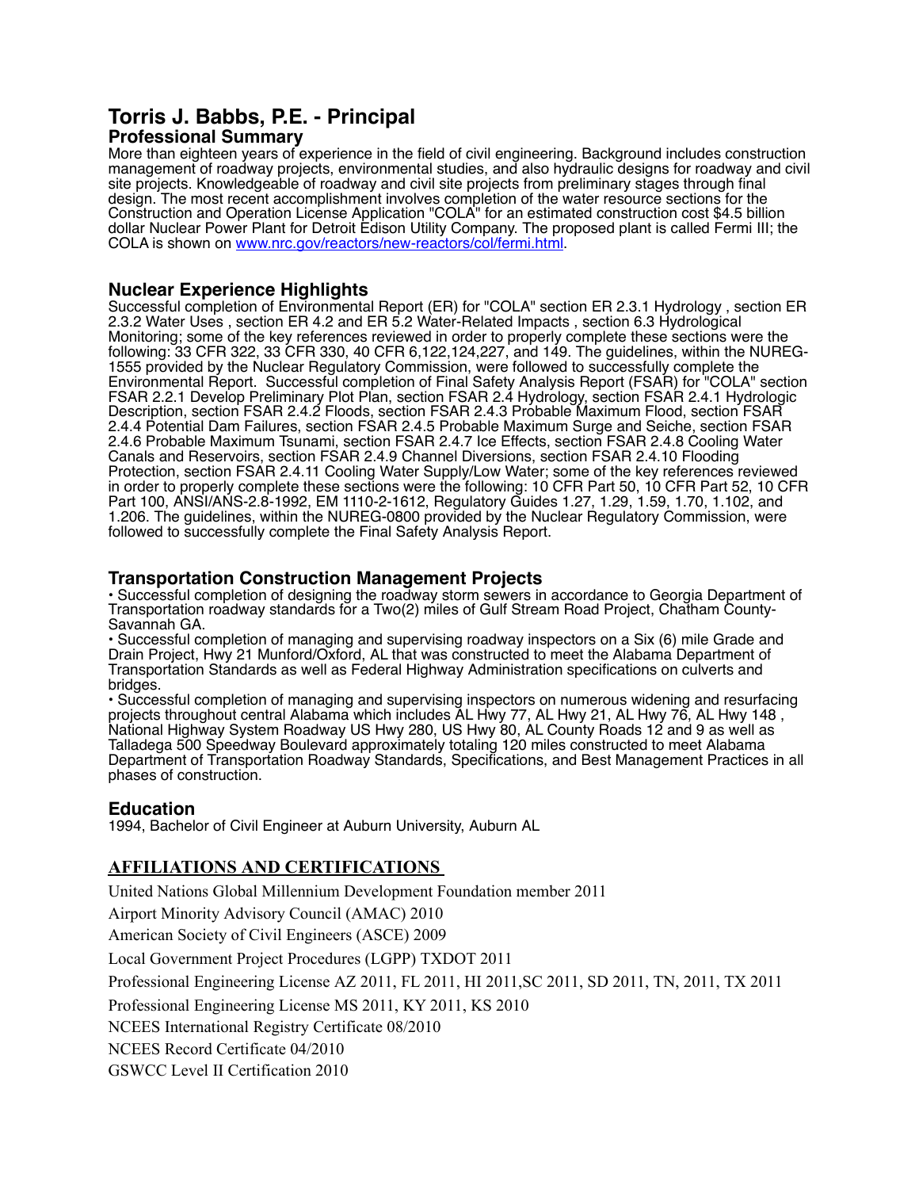# Torris J. Babbs, P.E. - Principal

## Professional Summary

More than eighteen years of experience in the field of civil engineering. Background includes construction management of roadway projects, environmental studies, and also hydraulic designs for roadway and civil site projects. Knowledgeable of roadway and civil site projects from preliminary stages through final design. The most recent accomplishment involves completion of the water resource sections for the Construction and Operation License Application "COLA" for an estimated construction cost $4.5 billion dollar Nuclear Power Plant for Detroit Edison Utility Company. The proposed plant is called Fermi III; the COLA is shown on [www.nrc.gov/reactors/new-reactors/col/fermi.html](www.nrc.gov/reactors/new-reactors/col/fermi.html).

## Nuclear Experience Highlights

Successful completion of Environmental Report (ER) for "COLA" section ER 2.3.1 Hydrology , section ER 2.3.2 Water Uses , section ER 4.2 and ER 5.2 Water-Related Impacts , section 6.3 Hydrological Monitoring; some of the key references reviewed in order to properly complete these sections were the following: 33 CFR 322, 33 CFR 330, 40 CFR 6,122,124,227, and 149. The guidelines, within the NUREG-1555 provided by the Nuclear Regulatory Commission, were followed to successfully complete the Environmental Report. Successful completion of Final Safety Analysis Report (FSAR) for "COLA" section FSAR 2.2.1 Develop Preliminary Plot Plan, section FSAR 2.4 Hydrology, section FSAR 2.4.1 Hydrologic Description, section FSAR 2.4.2 Floods, section FSAR 2.4.3 Probable Maximum Flood, section FSAR 2.4.4 Potential Dam Failures, section FSAR 2.4.5 Probable Maximum Surge and Seiche, section FSAR 2.4.6 Probable Maximum Tsunami, section FSAR 2.4.7 Ice Effects, section FSAR 2.4.8 Cooling Water Canals and Reservoirs, section FSAR 2.4.9 Channel Diversions, section FSAR 2.4.10 Flooding Protection, section FSAR 2.4.11 Cooling Water Supply/Low Water; some of the key references reviewed in order to properly complete these sections were the following: 10 CFR Part 50, 10 CFR Part 52, 10 CFR Part 100, ANSI/ANS-2.8-1992, EM 1110-2-1612, Regulatory Guides 1.27, 1.29, 1.59, 1.70, 1.102, and 1.206. The guidelines, within the NUREG-0800 provided by the Nuclear Regulatory Commission, were followed to successfully complete the Final Safety Analysis Report.

## Transportation Construction Management Projects

- Successful completion of designing the roadway storm sewers in accordance to Georgia Department of Transportation roadway standards for a Two(2) miles of Gulf Stream Road Project, Chatham County-Savannah GA.
- Successful completion of managing and supervising roadway inspectors on a Six (6) mile Grade and Drain Project, Hwy 21 Munford/Oxford, AL that was constructed to meet the Alabama Department of Transportation Standards as well as Federal Highway Administration specifications on culverts and bridges.
- Successful completion of managing and supervising inspectors on numerous widening and resurfacing projects throughout central Alabama which includes AL Hwy 77, AL Hwy 21, AL Hwy 76, AL Hwy 148 , National Highway System Roadway US Hwy 280, US Hwy 80, AL County Roads 12 and 9 as well as Talladega 500 Speedway Boulevard approximately totaling 120 miles constructed to meet Alabama Department of Transportation Roadway Standards, Specifications, and Best Management Practices in all phases of construction.

## Education

1994, Bachelor of Civil Engineer at Auburn University, Auburn AL

## AFFILIATIONS AND CERTIFICATIONS

United Nations Global Millennium Development Foundation member 2011

Airport Minority Advisory Council (AMAC) 2010

American Society of Civil Engineers (ASCE) 2009

Local Government Project Procedures (LGPP) TXDOT 2011

Professional Engineering License AZ 2011, FL 2011, HI 2011,SC 2011, SD 2011, TN, 2011, TX 2011

Professional Engineering License MS 2011, KY 2011, KS 2010

NCEES International Registry Certificate 08/2010

NCEES Record Certificate 04/2010

GSWCC Level II Certification 2010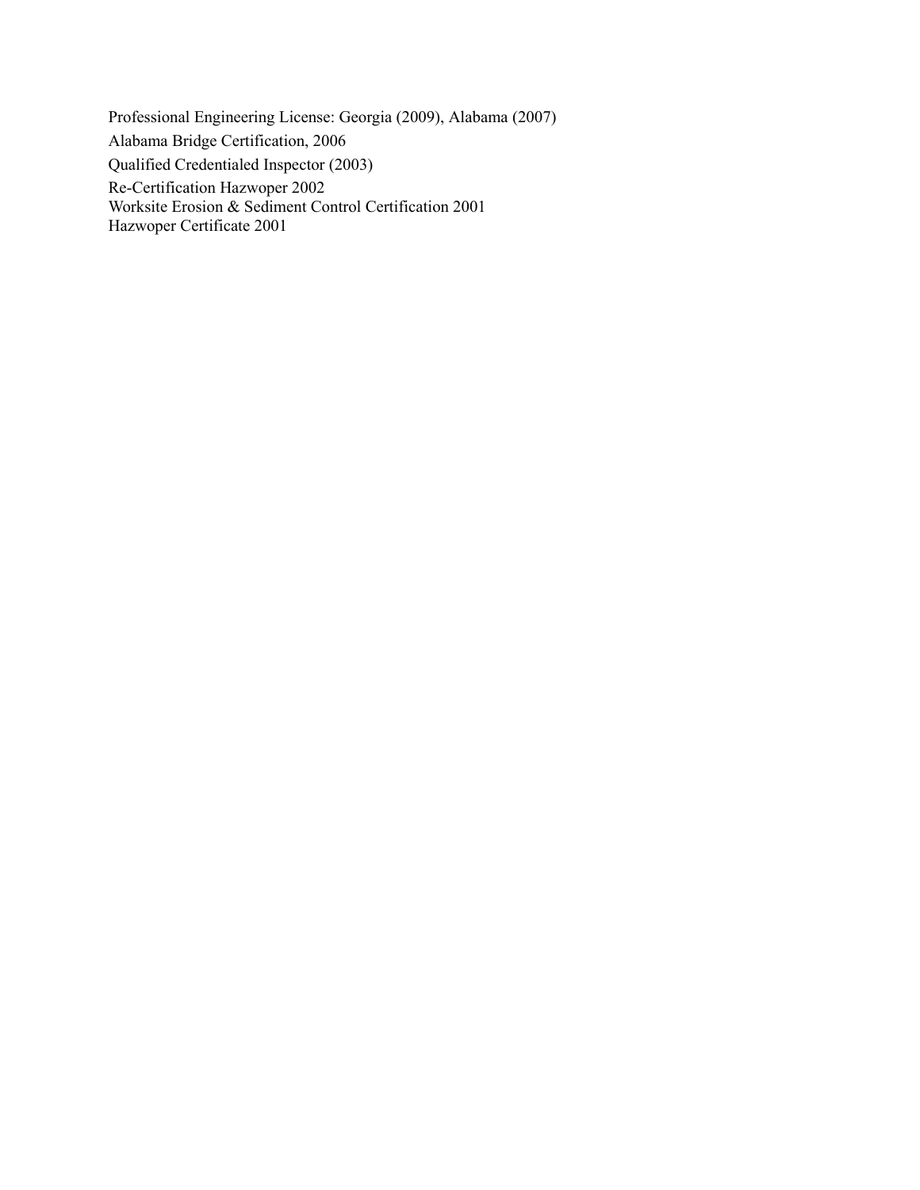Professional Engineering License: Georgia (2009), Alabama (2007)

Alabama Bridge Certification, 2006

Qualified Credentialed Inspector (2003)

Re-Certification Hazwoper 2002

Worksite Erosion & Sediment Control Certification 2001

Hazwoper Certificate 2001